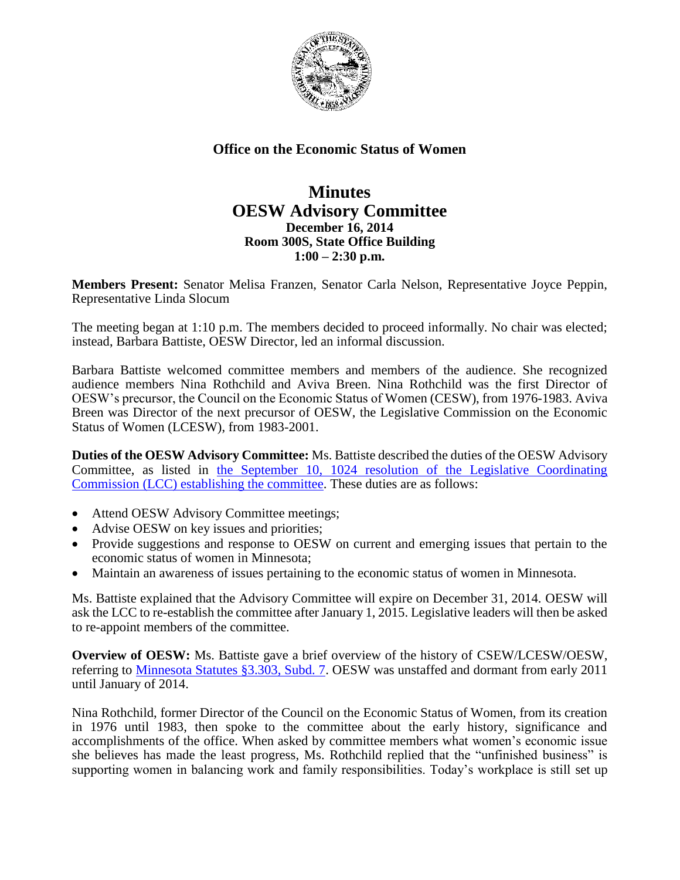## Office on the Economic Status of Women

# Minutes
# OESW Advisory Committee

**December 16, 2014**
**Room 300S, State Office Building**
**1:00 – 2:30 p.m.**

**Members Present:** Senator Melisa Franzen, Senator Carla Nelson, Representative Joyce Peppin, Representative Linda Slocum

The meeting began at 1:10 p.m. The members decided to proceed informally. No chair was elected; instead, Barbara Battiste, OESW Director, led an informal discussion.

Barbara Battiste welcomed committee members and members of the audience. She recognized audience members Nina Rothchild and Aviva Breen. Nina Rothchild was the first Director of OESW's precursor, the Council on the Economic Status of Women (CESW), from 1976-1983. Aviva Breen was Director of the next precursor of OESW, the Legislative Commission on the Economic Status of Women (LCESW), from 1983-2001.

**Duties of the OESW Advisory Committee:** Ms. Battiste described the duties of the OESW Advisory Committee, as listed in the September 10, 1024 resolution of the Legislative Coordinating Commission (LCC) establishing the committee. These duties are as follows:

- Attend OESW Advisory Committee meetings;
- Advise OESW on key issues and priorities;
- Provide suggestions and response to OESW on current and emerging issues that pertain to the economic status of women in Minnesota;
- Maintain an awareness of issues pertaining to the economic status of women in Minnesota.

Ms. Battiste explained that the Advisory Committee will expire on December 31, 2014. OESW will ask the LCC to re-establish the committee after January 1, 2015. Legislative leaders will then be asked to re-appoint members of the committee.

**Overview of OESW:** Ms. Battiste gave a brief overview of the history of CSEW/LCESW/OESW, referring to Minnesota Statutes §3.303, Subd. 7. OESW was unstaffed and dormant from early 2011 until January of 2014.

Nina Rothchild, former Director of the Council on the Economic Status of Women, from its creation in 1976 until 1983, then spoke to the committee about the early history, significance and accomplishments of the office. When asked by committee members what women's economic issue she believes has made the least progress, Ms. Rothchild replied that the "unfinished business" is supporting women in balancing work and family responsibilities. Today's workplace is still set up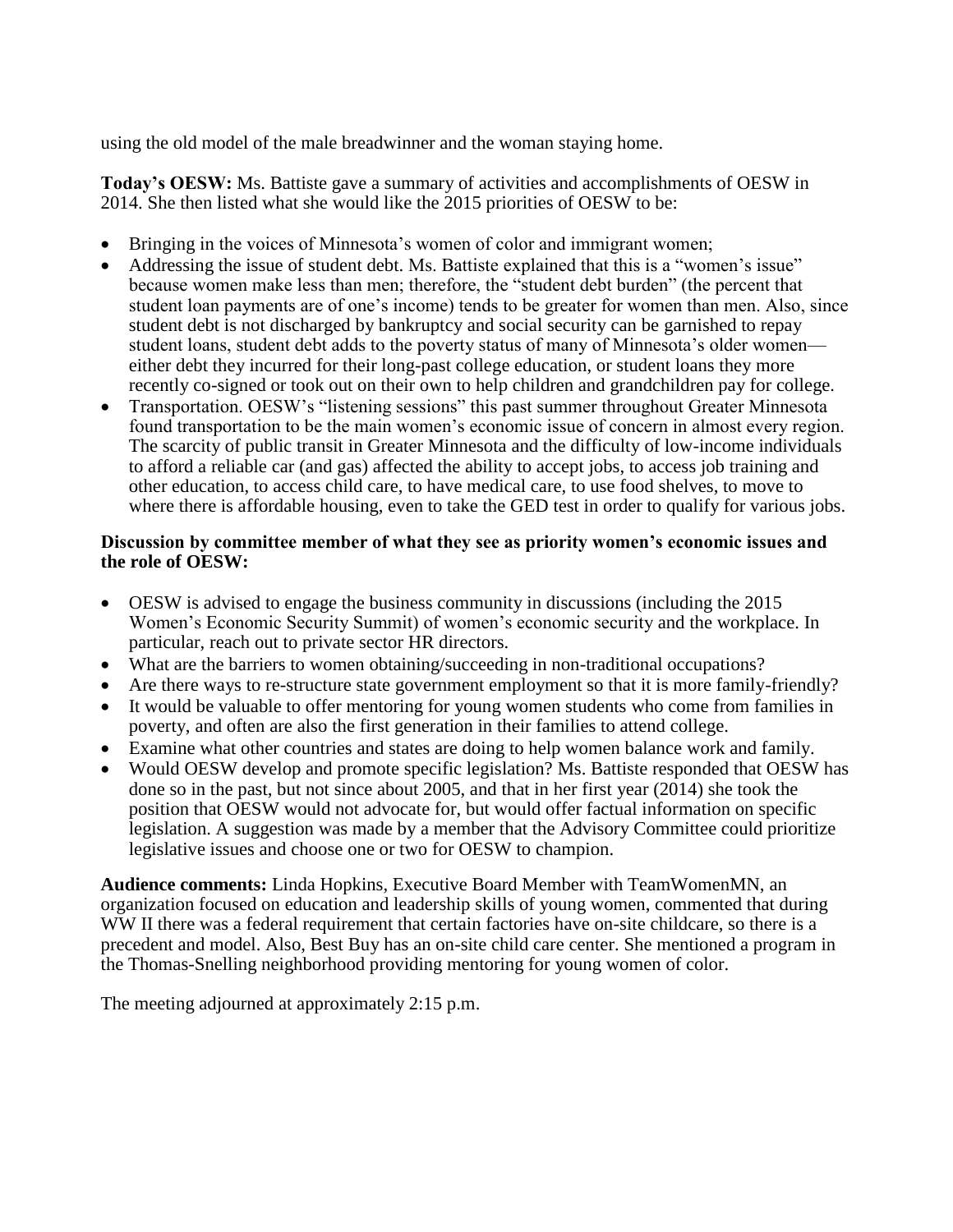using the old model of the male breadwinner and the woman staying home.

**Today's OESW:** Ms. Battiste gave a summary of activities and accomplishments of OESW in 2014. She then listed what she would like the 2015 priorities of OESW to be:

- Bringing in the voices of Minnesota's women of color and immigrant women;
- Addressing the issue of student debt. Ms. Battiste explained that this is a "women's issue" because women make less than men; therefore, the "student debt burden" (the percent that student loan payments are of one's income) tends to be greater for women than men. Also, since student debt is not discharged by bankruptcy and social security can be garnished to repay student loans, student debt adds to the poverty status of many of Minnesota's older women—either debt they incurred for their long-past college education, or student loans they more recently co-signed or took out on their own to help children and grandchildren pay for college.
- Transportation. OESW's "listening sessions" this past summer throughout Greater Minnesota found transportation to be the main women's economic issue of concern in almost every region. The scarcity of public transit in Greater Minnesota and the difficulty of low-income individuals to afford a reliable car (and gas) affected the ability to accept jobs, to access job training and other education, to access child care, to have medical care, to use food shelves, to move to where there is affordable housing, even to take the GED test in order to qualify for various jobs.

**Discussion by committee member of what they see as priority women's economic issues and the role of OESW:**

- OESW is advised to engage the business community in discussions (including the 2015 Women's Economic Security Summit) of women's economic security and the workplace. In particular, reach out to private sector HR directors.
- What are the barriers to women obtaining/succeeding in non-traditional occupations?
- Are there ways to re-structure state government employment so that it is more family-friendly?
- It would be valuable to offer mentoring for young women students who come from families in poverty, and often are also the first generation in their families to attend college.
- Examine what other countries and states are doing to help women balance work and family.
- Would OESW develop and promote specific legislation? Ms. Battiste responded that OESW has done so in the past, but not since about 2005, and that in her first year (2014) she took the position that OESW would not advocate for, but would offer factual information on specific legislation. A suggestion was made by a member that the Advisory Committee could prioritize legislative issues and choose one or two for OESW to champion.

**Audience comments:** Linda Hopkins, Executive Board Member with TeamWomenMN, an organization focused on education and leadership skills of young women, commented that during WW II there was a federal requirement that certain factories have on-site childcare, so there is a precedent and model. Also, Best Buy has an on-site child care center. She mentioned a program in the Thomas-Snelling neighborhood providing mentoring for young women of color.

The meeting adjourned at approximately 2:15 p.m.